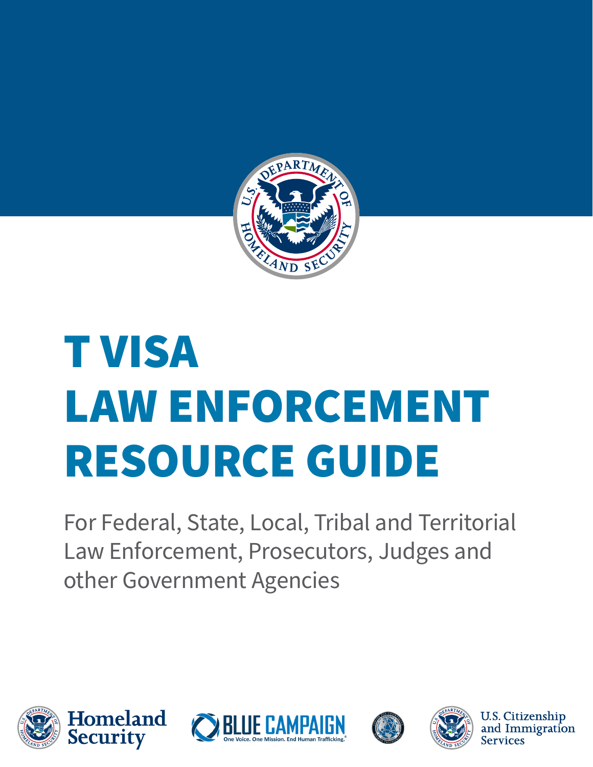# T VISA LAW ENFORCEMENT RESOURCE GUIDE

For Federal, State, Local, Tribal and Territorial Law Enforcement, Prosecutors, Judges and other Government Agencies

Homeland Security

BLUE CAMPAIGN
One Voice. One Mission. End Human Trafficking.®

U.S. Citizenship and Immigration Services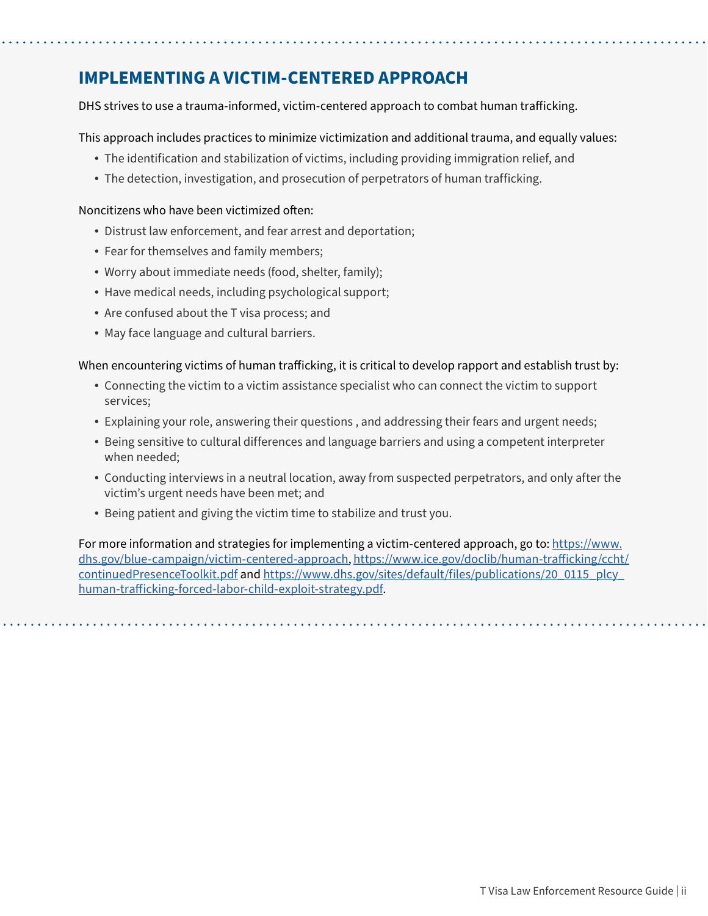## IMPLEMENTING A VICTIM-CENTERED APPROACH

DHS strives to use a trauma-informed, victim-centered approach to combat human trafficking.

This approach includes practices to minimize victimization and additional trauma, and equally values:

- The identification and stabilization of victims, including providing immigration relief, and
- The detection, investigation, and prosecution of perpetrators of human trafficking.

Noncitizens who have been victimized often:

- Distrust law enforcement, and fear arrest and deportation;
- Fear for themselves and family members;
- Worry about immediate needs (food, shelter, family);
- Have medical needs, including psychological support;
- Are confused about the T visa process; and
- May face language and cultural barriers.

When encountering victims of human trafficking, it is critical to develop rapport and establish trust by:

- Connecting the victim to a victim assistance specialist who can connect the victim to support services;
- Explaining your role, answering their questions , and addressing their fears and urgent needs;
- Being sensitive to cultural differences and language barriers and using a competent interpreter when needed;
- Conducting interviews in a neutral location, away from suspected perpetrators, and only after the victim's urgent needs have been met; and
- Being patient and giving the victim time to stabilize and trust you.

For more information and strategies for implementing a victim-centered approach, go to: https://www.dhs.gov/blue-campaign/victim-centered-approach, https://www.ice.gov/doclib/human-trafficking/ccht/continuedPresenceToolkit.pdf and https://www.dhs.gov/sites/default/files/publications/20_0115_plcy_human-trafficking-forced-labor-child-exploit-strategy.pdf.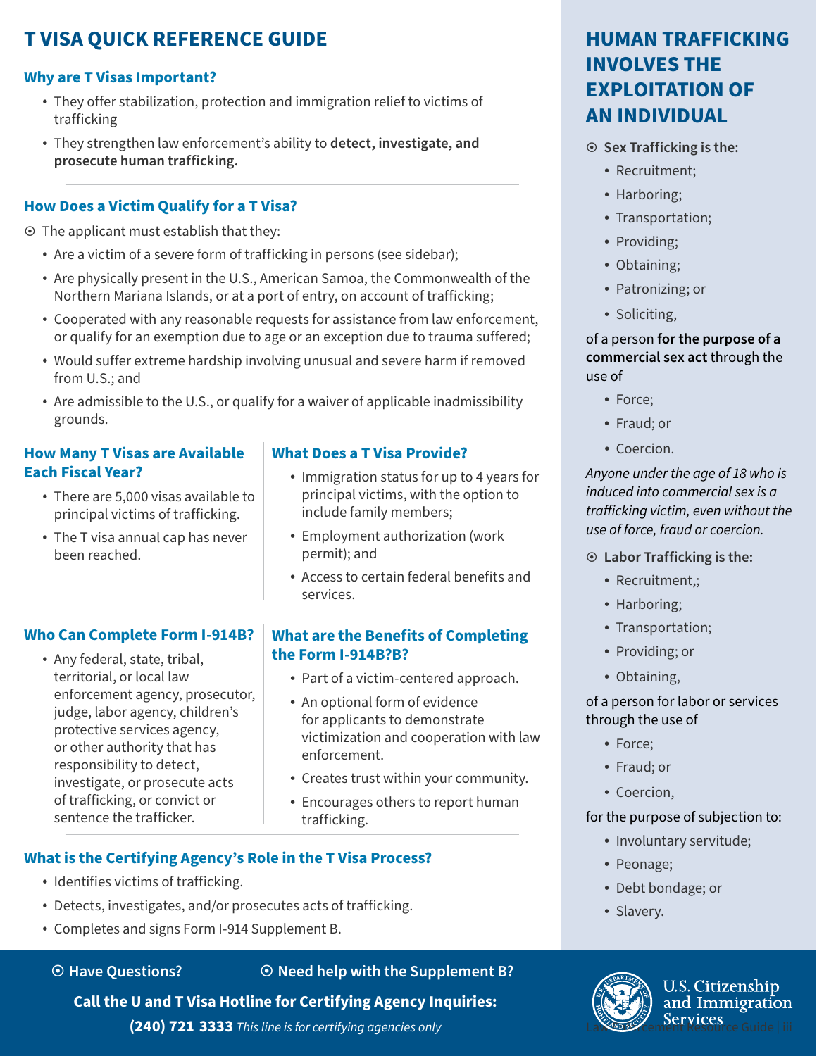# T VISA QUICK REFERENCE GUIDE

## Why are T Visas Important?

- They offer stabilization, protection and immigration relief to victims of trafficking
- They strengthen law enforcement's ability to **detect, investigate, and prosecute human trafficking.**

## How Does a Victim Qualify for a T Visa?

⦿ The applicant must establish that they:

- Are a victim of a severe form of trafficking in persons (see sidebar);
- Are physically present in the U.S., American Samoa, the Commonwealth of the Northern Mariana Islands, or at a port of entry, on account of trafficking;
- Cooperated with any reasonable requests for assistance from law enforcement, or qualify for an exemption due to age or an exception due to trauma suffered;
- Would suffer extreme hardship involving unusual and severe harm if removed from U.S.; and
- Are admissible to the U.S., or qualify for a waiver of applicable inadmissibility grounds.

## How Many T Visas are Available Each Fiscal Year?

- There are 5,000 visas available to principal victims of trafficking.
- The T visa annual cap has never been reached.

## What Does a T Visa Provide?

- Immigration status for up to 4 years for principal victims, with the option to include family members;
- Employment authorization (work permit); and
- Access to certain federal benefits and services.

## Who Can Complete Form I-914B?

- Any federal, state, tribal, territorial, or local law enforcement agency, prosecutor, judge, labor agency, children's protective services agency, or other authority that has responsibility to detect, investigate, or prosecute acts of trafficking, or convict or sentence the trafficker.

## What are the Benefits of Completing the Form I-914B?B?

- Part of a victim-centered approach.
- An optional form of evidence for applicants to demonstrate victimization and cooperation with law enforcement.
- Creates trust within your community.
- Encourages others to report human trafficking.

## What is the Certifying Agency's Role in the T Visa Process?

- Identifies victims of trafficking.
- Detects, investigates, and/or prosecutes acts of trafficking.
- Completes and signs Form I-914 Supplement B.

## HUMAN TRAFFICKING INVOLVES THE EXPLOITATION OF AN INDIVIDUAL

⦿ **Sex Trafficking is the:**

- Recruitment;
- Harboring;
- Transportation;
- Providing;
- Obtaining;
- Patronizing; or
- Soliciting,

of a person **for the purpose of a commercial sex act** through the use of

- Force;
- Fraud; or
- Coercion.

*Anyone under the age of 18 who is induced into commercial sex is a trafficking victim, even without the use of force, fraud or coercion.*

⦿ **Labor Trafficking is the:**

- Recruitment,;
- Harboring;
- Transportation;
- Providing; or
- Obtaining,

of a person for labor or services through the use of

- Force;
- Fraud; or
- Coercion,

for the purpose of subjection to:

- Involuntary servitude;
- Peonage;
- Debt bondage; or
- Slavery.

⦿ Have Questions? ⦿ Need help with the Supplement B?

**Call the U and T Visa Hotline for Certifying Agency Inquiries:**

**(240) 721 3333** *This line is for certifying agencies only*

U.S. Citizenship and Immigration Services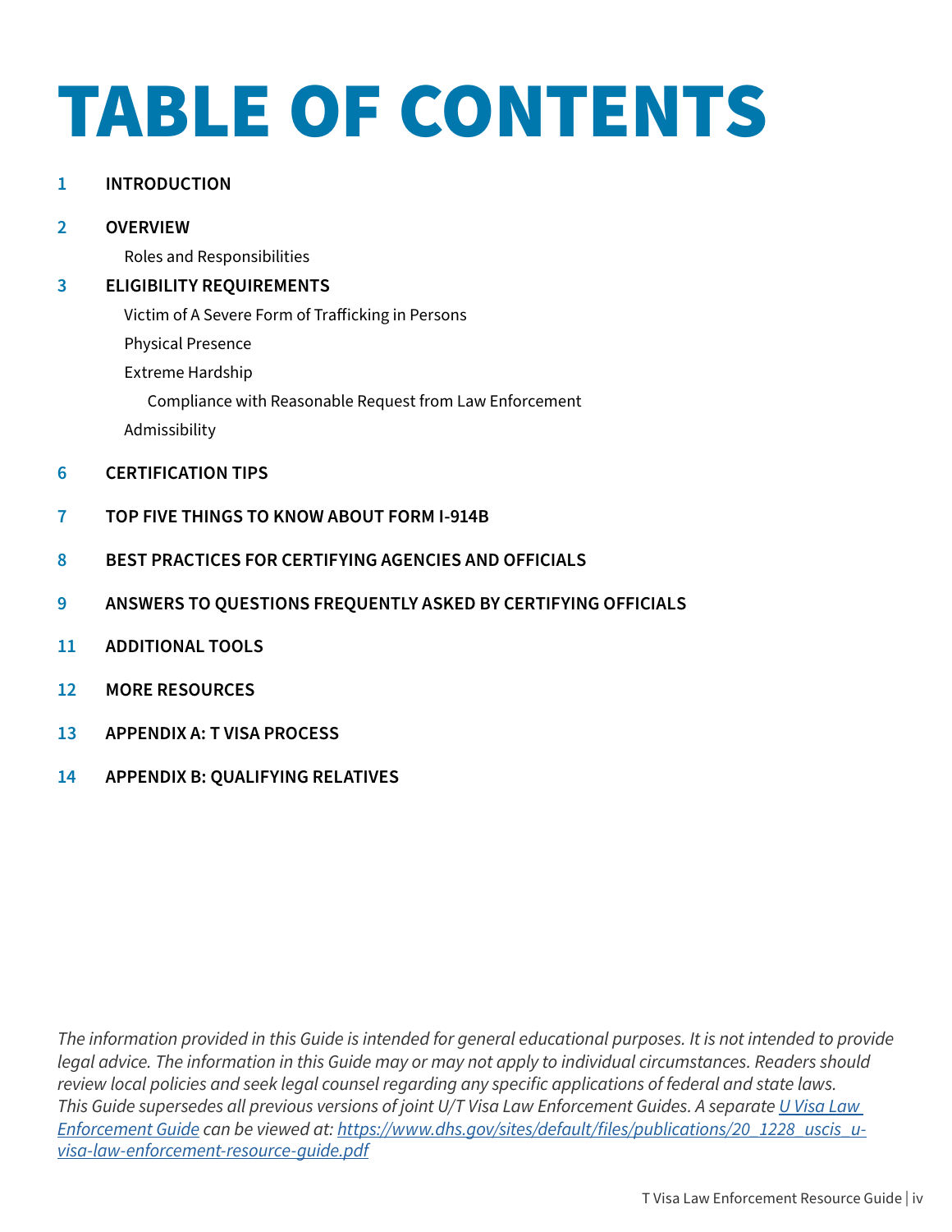# TABLE OF CONTENTS

**1** **INTRODUCTION**

**2** **OVERVIEW**

- Roles and Responsibilities

**3** **ELIGIBILITY REQUIREMENTS**

- Victim of A Severe Form of Trafficking in Persons
- Physical Presence
- Extreme Hardship
  - Compliance with Reasonable Request from Law Enforcement
- Admissibility

**6** **CERTIFICATION TIPS**

**7** **TOP FIVE THINGS TO KNOW ABOUT FORM I-914B**

**8** **BEST PRACTICES FOR CERTIFYING AGENCIES AND OFFICIALS**

**9** **ANSWERS TO QUESTIONS FREQUENTLY ASKED BY CERTIFYING OFFICIALS**

**11** **ADDITIONAL TOOLS**

**12** **MORE RESOURCES**

**13** **APPENDIX A: T VISA PROCESS**

**14** **APPENDIX B: QUALIFYING RELATIVES**

*The information provided in this Guide is intended for general educational purposes. It is not intended to provide legal advice. The information in this Guide may or may not apply to individual circumstances. Readers should review local policies and seek legal counsel regarding any specific applications of federal and state laws. This Guide supersedes all previous versions of joint U/T Visa Law Enforcement Guides. A separate [U Visa Law Enforcement Guide](https://www.dhs.gov/sites/default/files/publications/20_1228_uscis_u-visa-law-enforcement-resource-guide.pdf) can be viewed at: [https://www.dhs.gov/sites/default/files/publications/20_1228_uscis_u-visa-law-enforcement-resource-guide.pdf](https://www.dhs.gov/sites/default/files/publications/20_1228_uscis_u-visa-law-enforcement-resource-guide.pdf)*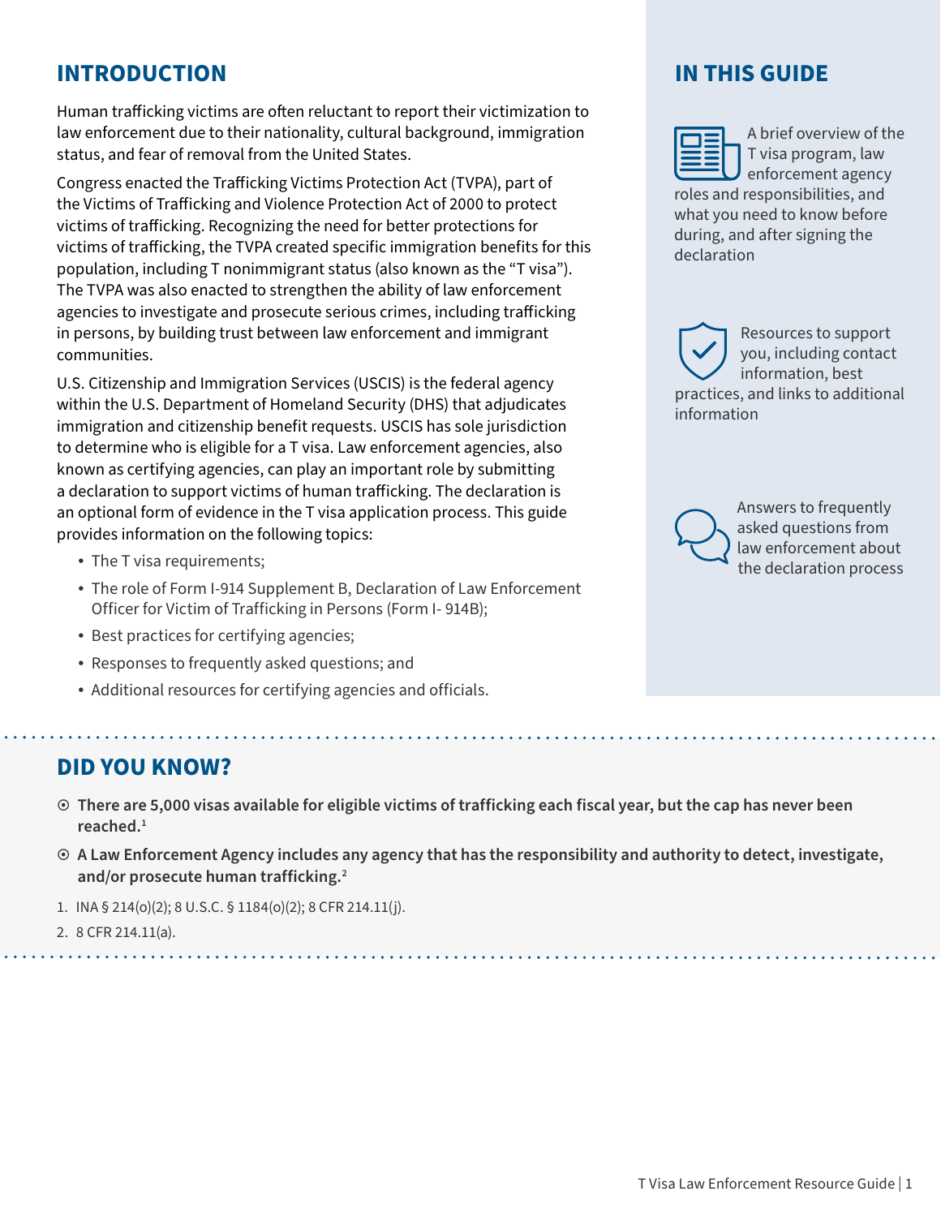## INTRODUCTION

Human trafficking victims are often reluctant to report their victimization to law enforcement due to their nationality, cultural background, immigration status, and fear of removal from the United States.

Congress enacted the Trafficking Victims Protection Act (TVPA), part of the Victims of Trafficking and Violence Protection Act of 2000 to protect victims of trafficking. Recognizing the need for better protections for victims of trafficking, the TVPA created specific immigration benefits for this population, including T nonimmigrant status (also known as the "T visa"). The TVPA was also enacted to strengthen the ability of law enforcement agencies to investigate and prosecute serious crimes, including trafficking in persons, by building trust between law enforcement and immigrant communities.

U.S. Citizenship and Immigration Services (USCIS) is the federal agency within the U.S. Department of Homeland Security (DHS) that adjudicates immigration and citizenship benefit requests. USCIS has sole jurisdiction to determine who is eligible for a T visa. Law enforcement agencies, also known as certifying agencies, can play an important role by submitting a declaration to support victims of human trafficking. The declaration is an optional form of evidence in the T visa application process. This guide provides information on the following topics:

- The T visa requirements;
- The role of Form I-914 Supplement B, Declaration of Law Enforcement Officer for Victim of Trafficking in Persons (Form I- 914B);
- Best practices for certifying agencies;
- Responses to frequently asked questions; and
- Additional resources for certifying agencies and officials.

## IN THIS GUIDE

A brief overview of the T visa program, law enforcement agency roles and responsibilities, and what you need to know before during, and after signing the declaration

Resources to support you, including contact information, best practices, and links to additional information

Answers to frequently asked questions from law enforcement about the declaration process

## DID YOU KNOW?

- **There are 5,000 visas available for eligible victims of trafficking each fiscal year, but the cap has never been reached.[1]**
- **A Law Enforcement Agency includes any agency that has the responsibility and authority to detect, investigate, and/or prosecute human trafficking.[2]**

1. INA § 214(o)(2); 8 U.S.C. § 1184(o)(2); 8 CFR 214.11(j).
2. 8 CFR 214.11(a).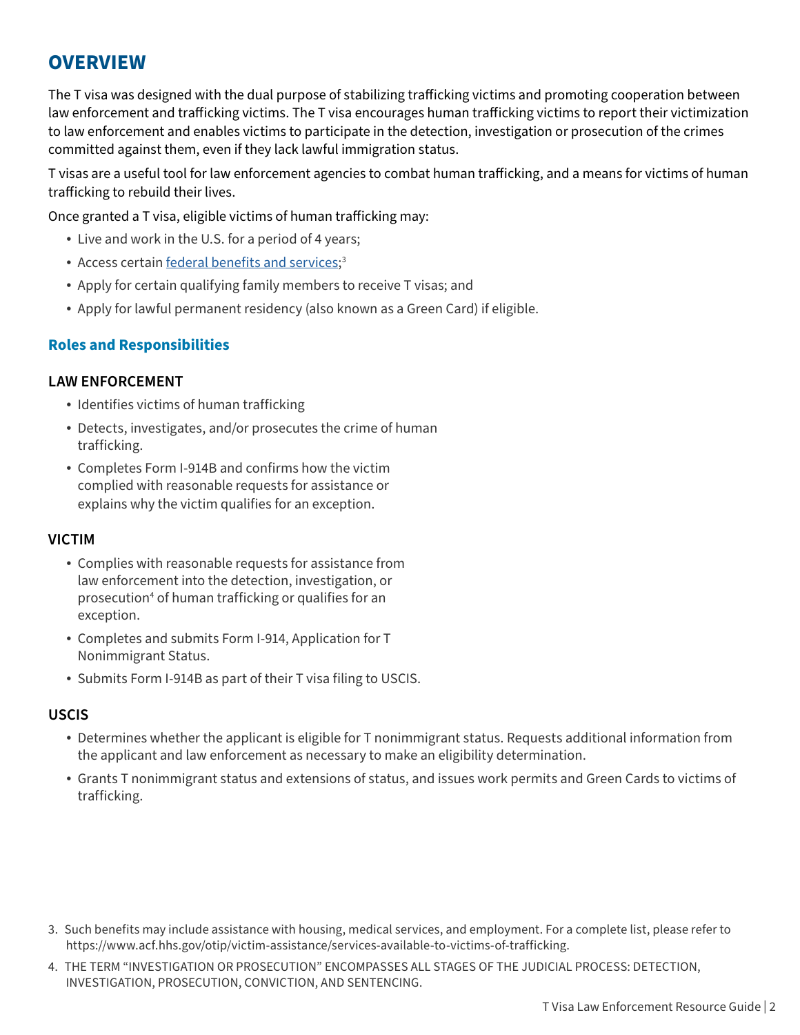## OVERVIEW

The T visa was designed with the dual purpose of stabilizing trafficking victims and promoting cooperation between law enforcement and trafficking victims. The T visa encourages human trafficking victims to report their victimization to law enforcement and enables victims to participate in the detection, investigation or prosecution of the crimes committed against them, even if they lack lawful immigration status.

T visas are a useful tool for law enforcement agencies to combat human trafficking, and a means for victims of human trafficking to rebuild their lives.

Once granted a T visa, eligible victims of human trafficking may:

- Live and work in the U.S. for a period of 4 years;
- Access certain federal benefits and services;[3]
- Apply for certain qualifying family members to receive T visas; and
- Apply for lawful permanent residency (also known as a Green Card) if eligible.

### Roles and Responsibilities

#### LAW ENFORCEMENT

- Identifies victims of human trafficking
- Detects, investigates, and/or prosecutes the crime of human trafficking.
- Completes Form I-914B and confirms how the victim complied with reasonable requests for assistance or explains why the victim qualifies for an exception.

#### VICTIM

- Complies with reasonable requests for assistance from law enforcement into the detection, investigation, or prosecution[4] of human trafficking or qualifies for an exception.
- Completes and submits Form I-914, Application for T Nonimmigrant Status.
- Submits Form I-914B as part of their T visa filing to USCIS.

#### USCIS

- Determines whether the applicant is eligible for T nonimmigrant status. Requests additional information from the applicant and law enforcement as necessary to make an eligibility determination.
- Grants T nonimmigrant status and extensions of status, and issues work permits and Green Cards to victims of trafficking.

3. Such benefits may include assistance with housing, medical services, and employment. For a complete list, please refer to https://www.acf.hhs.gov/otip/victim-assistance/services-available-to-victims-of-trafficking.

4. THE TERM "INVESTIGATION OR PROSECUTION" ENCOMPASSES ALL STAGES OF THE JUDICIAL PROCESS: DETECTION, INVESTIGATION, PROSECUTION, CONVICTION, AND SENTENCING.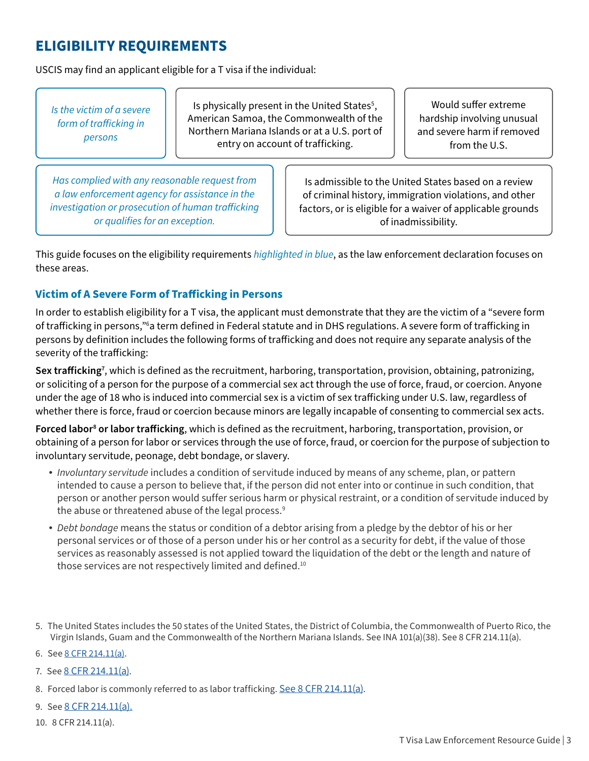## ELIGIBILITY REQUIREMENTS

USCIS may find an applicant eligible for a T visa if the individual:

- *Is the victim of a severe form of trafficking in persons*
- Is physically present in the United States[5], American Samoa, the Commonwealth of the Northern Mariana Islands or at a U.S. port of entry on account of trafficking.
- Would suffer extreme hardship involving unusual and severe harm if removed from the U.S.
- *Has complied with any reasonable request from a law enforcement agency for assistance in the investigation or prosecution of human trafficking or qualifies for an exception.*
- Is admissible to the United States based on a review of criminal history, immigration violations, and other factors, or is eligible for a waiver of applicable grounds of inadmissibility.

This guide focuses on the eligibility requirements *highlighted in blue*, as the law enforcement declaration focuses on these areas.

### Victim of A Severe Form of Trafficking in Persons

In order to establish eligibility for a T visa, the applicant must demonstrate that they are the victim of a "severe form of trafficking in persons,"[6] a term defined in Federal statute and in DHS regulations. A severe form of trafficking in persons by definition includes the following forms of trafficking and does not require any separate analysis of the severity of the trafficking:

**Sex trafficking**[7], which is defined as the recruitment, harboring, transportation, provision, obtaining, patronizing, or soliciting of a person for the purpose of a commercial sex act through the use of force, fraud, or coercion. Anyone under the age of 18 who is induced into commercial sex is a victim of sex trafficking under U.S. law, regardless of whether there is force, fraud or coercion because minors are legally incapable of consenting to commercial sex acts.

**Forced labor**[8] **or labor trafficking**, which is defined as the recruitment, harboring, transportation, provision, or obtaining of a person for labor or services through the use of force, fraud, or coercion for the purpose of subjection to involuntary servitude, peonage, debt bondage, or slavery.

- *Involuntary servitude* includes a condition of servitude induced by means of any scheme, plan, or pattern intended to cause a person to believe that, if the person did not enter into or continue in such condition, that person or another person would suffer serious harm or physical restraint, or a condition of servitude induced by the abuse or threatened abuse of the legal process.[9]
- *Debt bondage* means the status or condition of a debtor arising from a pledge by the debtor of his or her personal services or of those of a person under his or her control as a security for debt, if the value of those services as reasonably assessed is not applied toward the liquidation of the debt or the length and nature of those services are not respectively limited and defined.[10]

5. The United States includes the 50 states of the United States, the District of Columbia, the Commonwealth of Puerto Rico, the Virgin Islands, Guam and the Commonwealth of the Northern Mariana Islands. See INA 101(a)(38). See 8 CFR 214.11(a).
6. See 8 CFR 214.11(a).
7. See 8 CFR 214.11(a).
8. Forced labor is commonly referred to as labor trafficking. See 8 CFR 214.11(a).
9. See 8 CFR 214.11(a).
10. 8 CFR 214.11(a).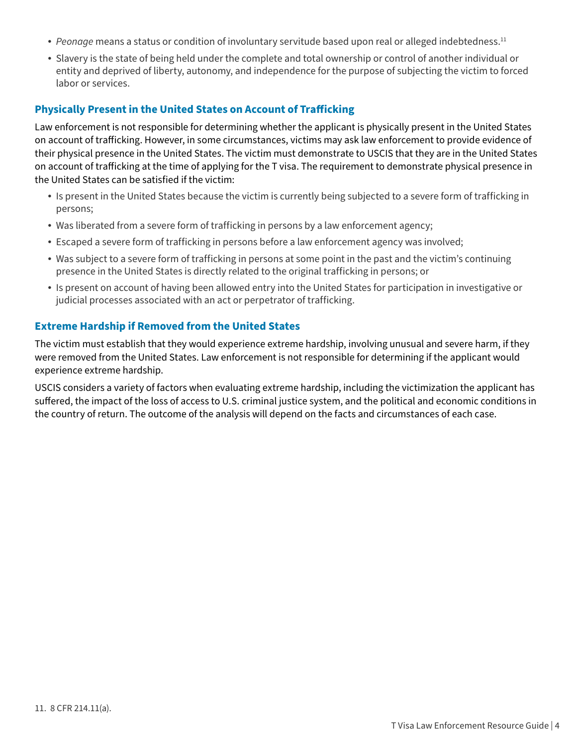- *Peonage* means a status or condition of involuntary servitude based upon real or alleged indebtedness.[11]
- Slavery is the state of being held under the complete and total ownership or control of another individual or entity and deprived of liberty, autonomy, and independence for the purpose of subjecting the victim to forced labor or services.

### Physically Present in the United States on Account of Trafficking

Law enforcement is not responsible for determining whether the applicant is physically present in the United States on account of trafficking. However, in some circumstances, victims may ask law enforcement to provide evidence of their physical presence in the United States. The victim must demonstrate to USCIS that they are in the United States on account of trafficking at the time of applying for the T visa. The requirement to demonstrate physical presence in the United States can be satisfied if the victim:

- Is present in the United States because the victim is currently being subjected to a severe form of trafficking in persons;
- Was liberated from a severe form of trafficking in persons by a law enforcement agency;
- Escaped a severe form of trafficking in persons before a law enforcement agency was involved;
- Was subject to a severe form of trafficking in persons at some point in the past and the victim's continuing presence in the United States is directly related to the original trafficking in persons; or
- Is present on account of having been allowed entry into the United States for participation in investigative or judicial processes associated with an act or perpetrator of trafficking.

### Extreme Hardship if Removed from the United States

The victim must establish that they would experience extreme hardship, involving unusual and severe harm, if they were removed from the United States. Law enforcement is not responsible for determining if the applicant would experience extreme hardship.

USCIS considers a variety of factors when evaluating extreme hardship, including the victimization the applicant has suffered, the impact of the loss of access to U.S. criminal justice system, and the political and economic conditions in the country of return. The outcome of the analysis will depend on the facts and circumstances of each case.

11. 8 CFR 214.11(a).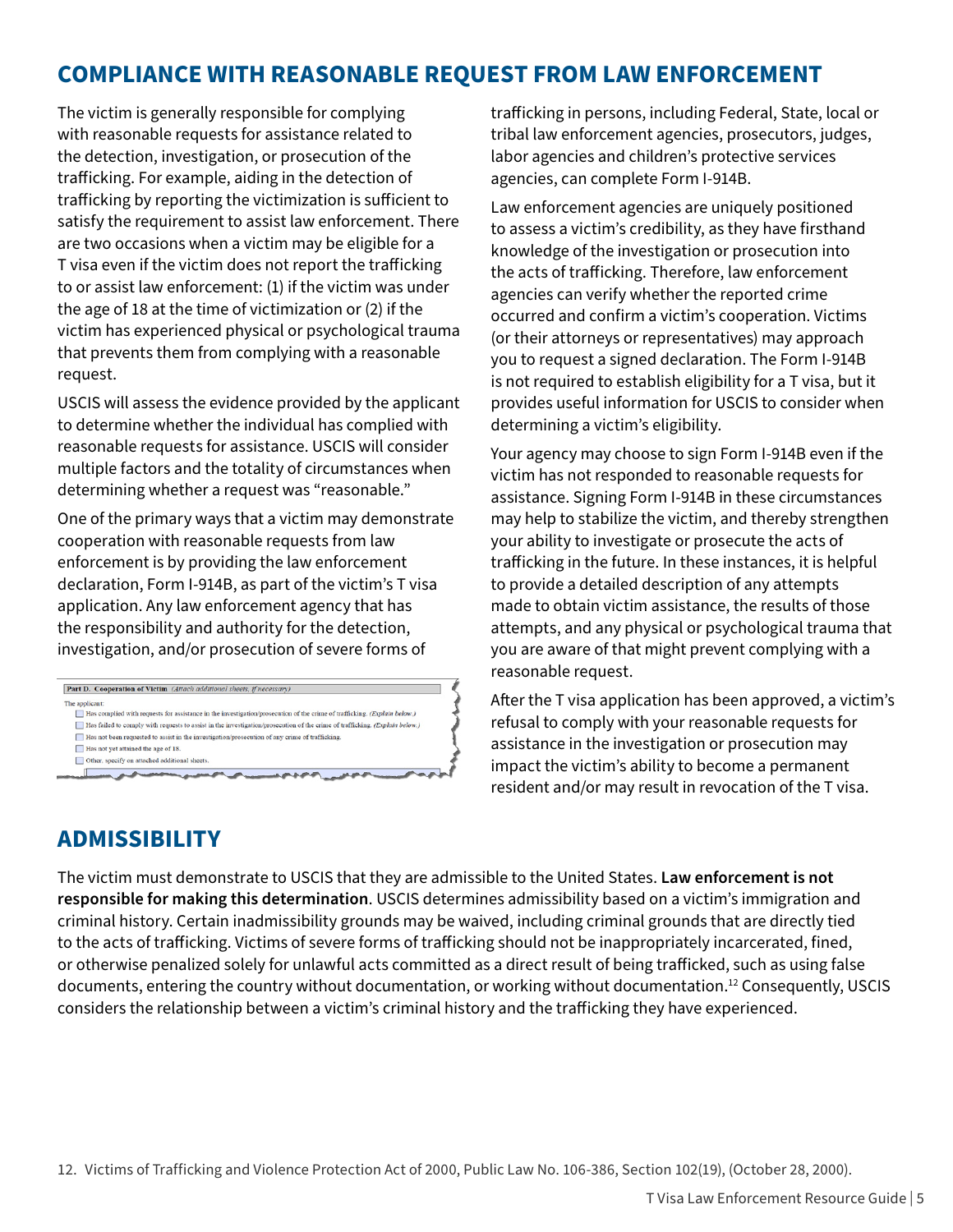## COMPLIANCE WITH REASONABLE REQUEST FROM LAW ENFORCEMENT

The victim is generally responsible for complying with reasonable requests for assistance related to the detection, investigation, or prosecution of the trafficking. For example, aiding in the detection of trafficking by reporting the victimization is sufficient to satisfy the requirement to assist law enforcement. There are two occasions when a victim may be eligible for a T visa even if the victim does not report the trafficking to or assist law enforcement: (1) if the victim was under the age of 18 at the time of victimization or (2) if the victim has experienced physical or psychological trauma that prevents them from complying with a reasonable request.

USCIS will assess the evidence provided by the applicant to determine whether the individual has complied with reasonable requests for assistance. USCIS will consider multiple factors and the totality of circumstances when determining whether a request was "reasonable."

One of the primary ways that a victim may demonstrate cooperation with reasonable requests from law enforcement is by providing the law enforcement declaration, Form I-914B, as part of the victim's T visa application. Any law enforcement agency that has the responsibility and authority for the detection, investigation, and/or prosecution of severe forms of trafficking in persons, including Federal, State, local or tribal law enforcement agencies, prosecutors, judges, labor agencies and children's protective services agencies, can complete Form I-914B.

**Part D. Cooperation of Victim** *(Attach additional sheets, if necessary)*

The applicant:

- [ ] Has complied with requests for assistance in the investigation/prosecution of the crime of trafficking. *(Explain below.)*
- [ ] Has failed to comply with requests to assist in the investigation/prosecution of the crime of trafficking. *(Explain below.)*
- [ ] Has not been requested to assist in the investigation/prosecution of any crime of trafficking.
- [ ] Has not yet attained the age of 18.
- [ ] Other, specify on attached additional sheets.

Law enforcement agencies are uniquely positioned to assess a victim's credibility, as they have firsthand knowledge of the investigation or prosecution into the acts of trafficking. Therefore, law enforcement agencies can verify whether the reported crime occurred and confirm a victim's cooperation. Victims (or their attorneys or representatives) may approach you to request a signed declaration. The Form I-914B is not required to establish eligibility for a T visa, but it provides useful information for USCIS to consider when determining a victim's eligibility.

Your agency may choose to sign Form I-914B even if the victim has not responded to reasonable requests for assistance. Signing Form I-914B in these circumstances may help to stabilize the victim, and thereby strengthen your ability to investigate or prosecute the acts of trafficking in the future. In these instances, it is helpful to provide a detailed description of any attempts made to obtain victim assistance, the results of those attempts, and any physical or psychological trauma that you are aware of that might prevent complying with a reasonable request.

After the T visa application has been approved, a victim's refusal to comply with your reasonable requests for assistance in the investigation or prosecution may impact the victim's ability to become a permanent resident and/or may result in revocation of the T visa.

## ADMISSIBILITY

The victim must demonstrate to USCIS that they are admissible to the United States. **Law enforcement is not responsible for making this determination**. USCIS determines admissibility based on a victim's immigration and criminal history. Certain inadmissibility grounds may be waived, including criminal grounds that are directly tied to the acts of trafficking. Victims of severe forms of trafficking should not be inappropriately incarcerated, fined, or otherwise penalized solely for unlawful acts committed as a direct result of being trafficked, such as using false documents, entering the country without documentation, or working without documentation.[12] Consequently, USCIS considers the relationship between a victim's criminal history and the trafficking they have experienced.

12. Victims of Trafficking and Violence Protection Act of 2000, Public Law No. 106-386, Section 102(19), (October 28, 2000).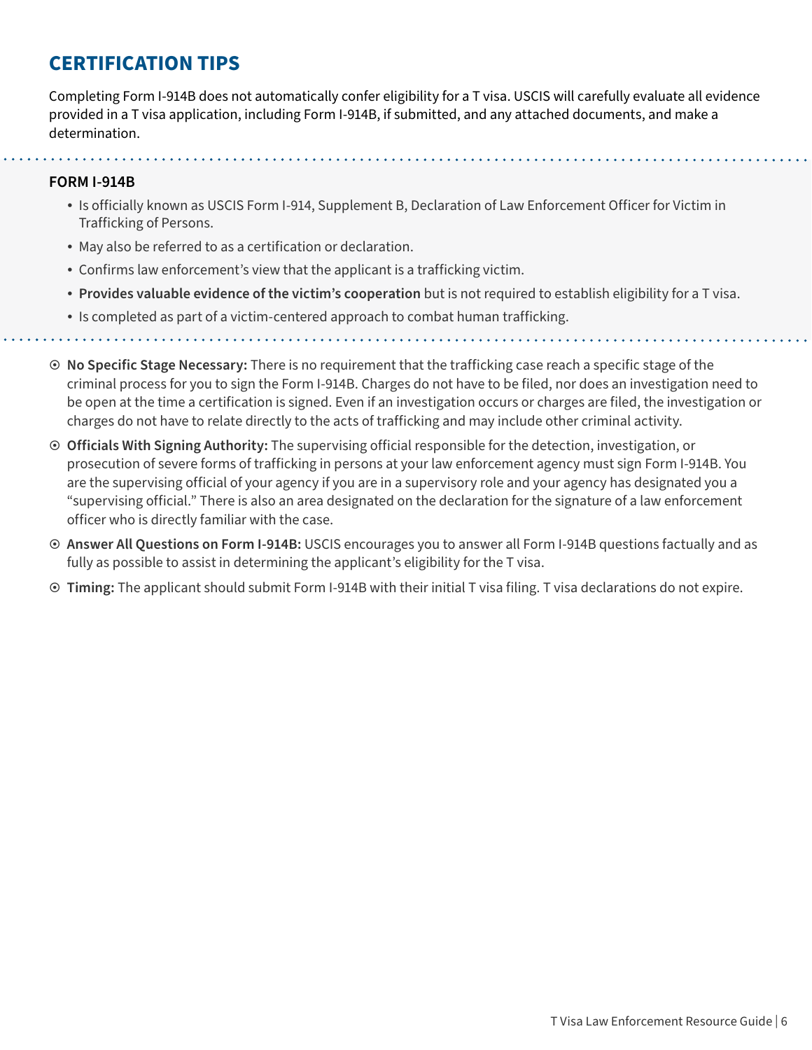## CERTIFICATION TIPS

Completing Form I-914B does not automatically confer eligibility for a T visa. USCIS will carefully evaluate all evidence provided in a T visa application, including Form I-914B, if submitted, and any attached documents, and make a determination.

### FORM I-914B

- Is officially known as USCIS Form I-914, Supplement B, Declaration of Law Enforcement Officer for Victim in Trafficking of Persons.
- May also be referred to as a certification or declaration.
- Confirms law enforcement's view that the applicant is a trafficking victim.
- **Provides valuable evidence of the victim's cooperation** but is not required to establish eligibility for a T visa.
- Is completed as part of a victim-centered approach to combat human trafficking.

- **No Specific Stage Necessary:** There is no requirement that the trafficking case reach a specific stage of the criminal process for you to sign the Form I-914B. Charges do not have to be filed, nor does an investigation need to be open at the time a certification is signed. Even if an investigation occurs or charges are filed, the investigation or charges do not have to relate directly to the acts of trafficking and may include other criminal activity.
- **Officials With Signing Authority:** The supervising official responsible for the detection, investigation, or prosecution of severe forms of trafficking in persons at your law enforcement agency must sign Form I-914B. You are the supervising official of your agency if you are in a supervisory role and your agency has designated you a "supervising official." There is also an area designated on the declaration for the signature of a law enforcement officer who is directly familiar with the case.
- **Answer All Questions on Form I-914B:** USCIS encourages you to answer all Form I-914B questions factually and as fully as possible to assist in determining the applicant's eligibility for the T visa.
- **Timing:** The applicant should submit Form I-914B with their initial T visa filing. T visa declarations do not expire.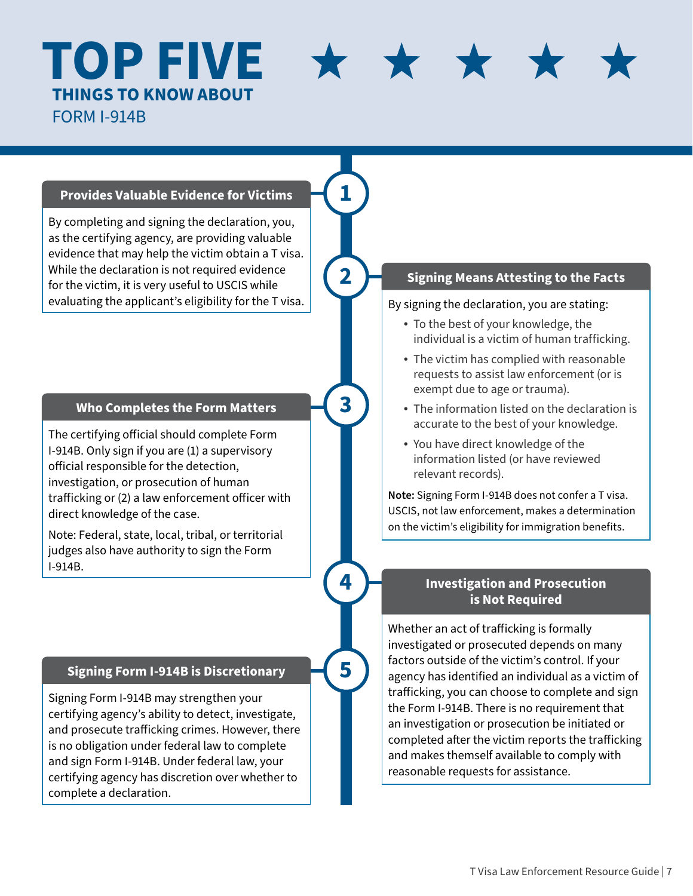# TOP FIVE ★ ★ ★ ★ ★

## THINGS TO KNOW ABOUT

FORM I-914B

### 1. Provides Valuable Evidence for Victims

By completing and signing the declaration, you, as the certifying agency, are providing valuable evidence that may help the victim obtain a T visa. While the declaration is not required evidence for the victim, it is very useful to USCIS while evaluating the applicant's eligibility for the T visa.

### 2. Signing Means Attesting to the Facts

By signing the declaration, you are stating:

- To the best of your knowledge, the individual is a victim of human trafficking.
- The victim has complied with reasonable requests to assist law enforcement (or is exempt due to age or trauma).
- The information listed on the declaration is accurate to the best of your knowledge.
- You have direct knowledge of the information listed (or have reviewed relevant records).

**Note:** Signing Form I-914B does not confer a T visa. USCIS, not law enforcement, makes a determination on the victim's eligibility for immigration benefits.

### 3. Who Completes the Form Matters

The certifying official should complete Form I-914B. Only sign if you are (1) a supervisory official responsible for the detection, investigation, or prosecution of human trafficking or (2) a law enforcement officer with direct knowledge of the case.

Note: Federal, state, local, tribal, or territorial judges also have authority to sign the Form I-914B.

### 4. Investigation and Prosecution is Not Required

Whether an act of trafficking is formally investigated or prosecuted depends on many factors outside of the victim's control. If your agency has identified an individual as a victim of trafficking, you can choose to complete and sign the Form I-914B. There is no requirement that an investigation or prosecution be initiated or completed after the victim reports the trafficking and makes themself available to comply with reasonable requests for assistance.

### 5. Signing Form I-914B is Discretionary

Signing Form I-914B may strengthen your certifying agency's ability to detect, investigate, and prosecute trafficking crimes. However, there is no obligation under federal law to complete and sign Form I-914B. Under federal law, your certifying agency has discretion over whether to complete a declaration.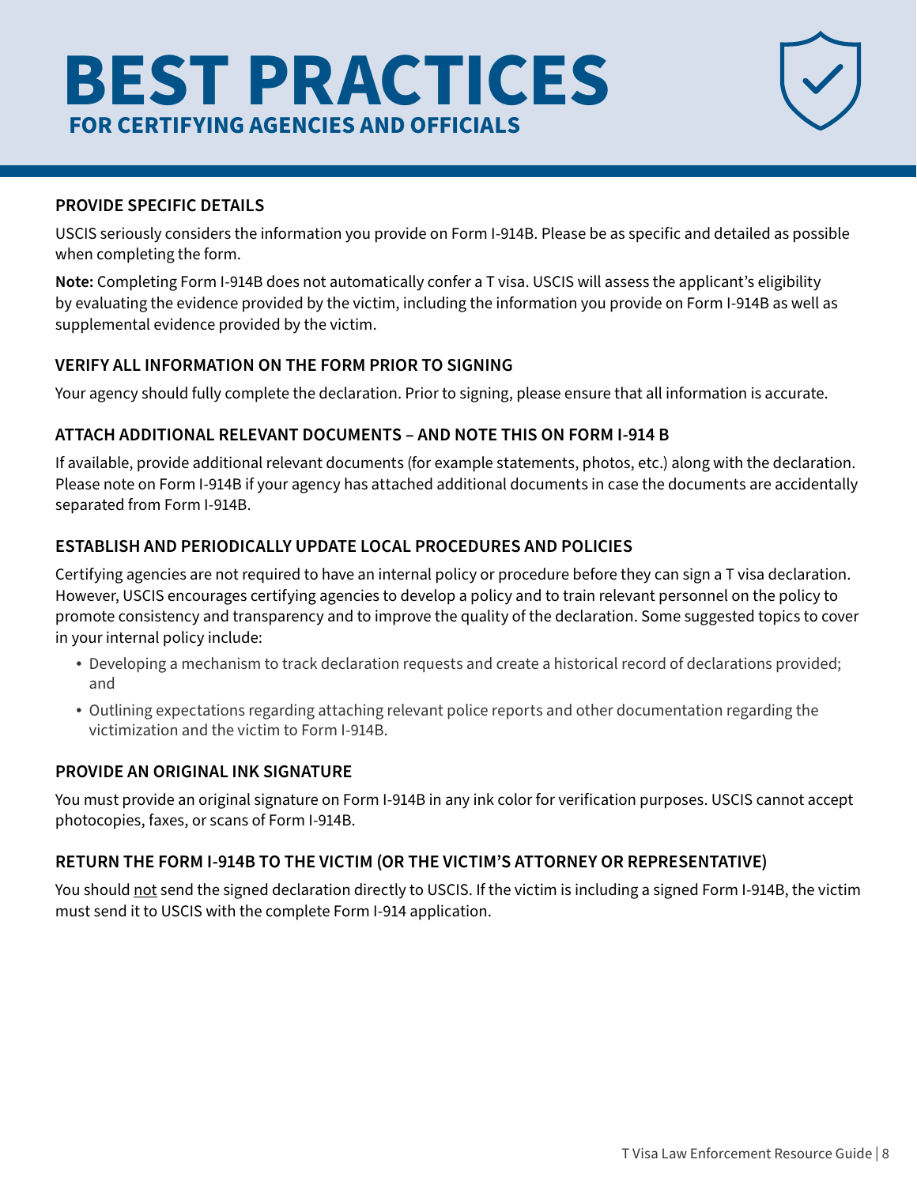# BEST PRACTICES

## FOR CERTIFYING AGENCIES AND OFFICIALS

### PROVIDE SPECIFIC DETAILS

USCIS seriously considers the information you provide on Form I-914B. Please be as specific and detailed as possible when completing the form.

**Note:** Completing Form I-914B does not automatically confer a T visa. USCIS will assess the applicant's eligibility by evaluating the evidence provided by the victim, including the information you provide on Form I-914B as well as supplemental evidence provided by the victim.

### VERIFY ALL INFORMATION ON THE FORM PRIOR TO SIGNING

Your agency should fully complete the declaration. Prior to signing, please ensure that all information is accurate.

### ATTACH ADDITIONAL RELEVANT DOCUMENTS – AND NOTE THIS ON FORM I-914 B

If available, provide additional relevant documents (for example statements, photos, etc.) along with the declaration. Please note on Form I-914B if your agency has attached additional documents in case the documents are accidentally separated from Form I-914B.

### ESTABLISH AND PERIODICALLY UPDATE LOCAL PROCEDURES AND POLICIES

Certifying agencies are not required to have an internal policy or procedure before they can sign a T visa declaration. However, USCIS encourages certifying agencies to develop a policy and to train relevant personnel on the policy to promote consistency and transparency and to improve the quality of the declaration. Some suggested topics to cover in your internal policy include:

- Developing a mechanism to track declaration requests and create a historical record of declarations provided; and
- Outlining expectations regarding attaching relevant police reports and other documentation regarding the victimization and the victim to Form I-914B.

### PROVIDE AN ORIGINAL INK SIGNATURE

You must provide an original signature on Form I-914B in any ink color for verification purposes. USCIS cannot accept photocopies, faxes, or scans of Form I-914B.

### RETURN THE FORM I-914B TO THE VICTIM (OR THE VICTIM'S ATTORNEY OR REPRESENTATIVE)

You should not send the signed declaration directly to USCIS. If the victim is including a signed Form I-914B, the victim must send it to USCIS with the complete Form I-914 application.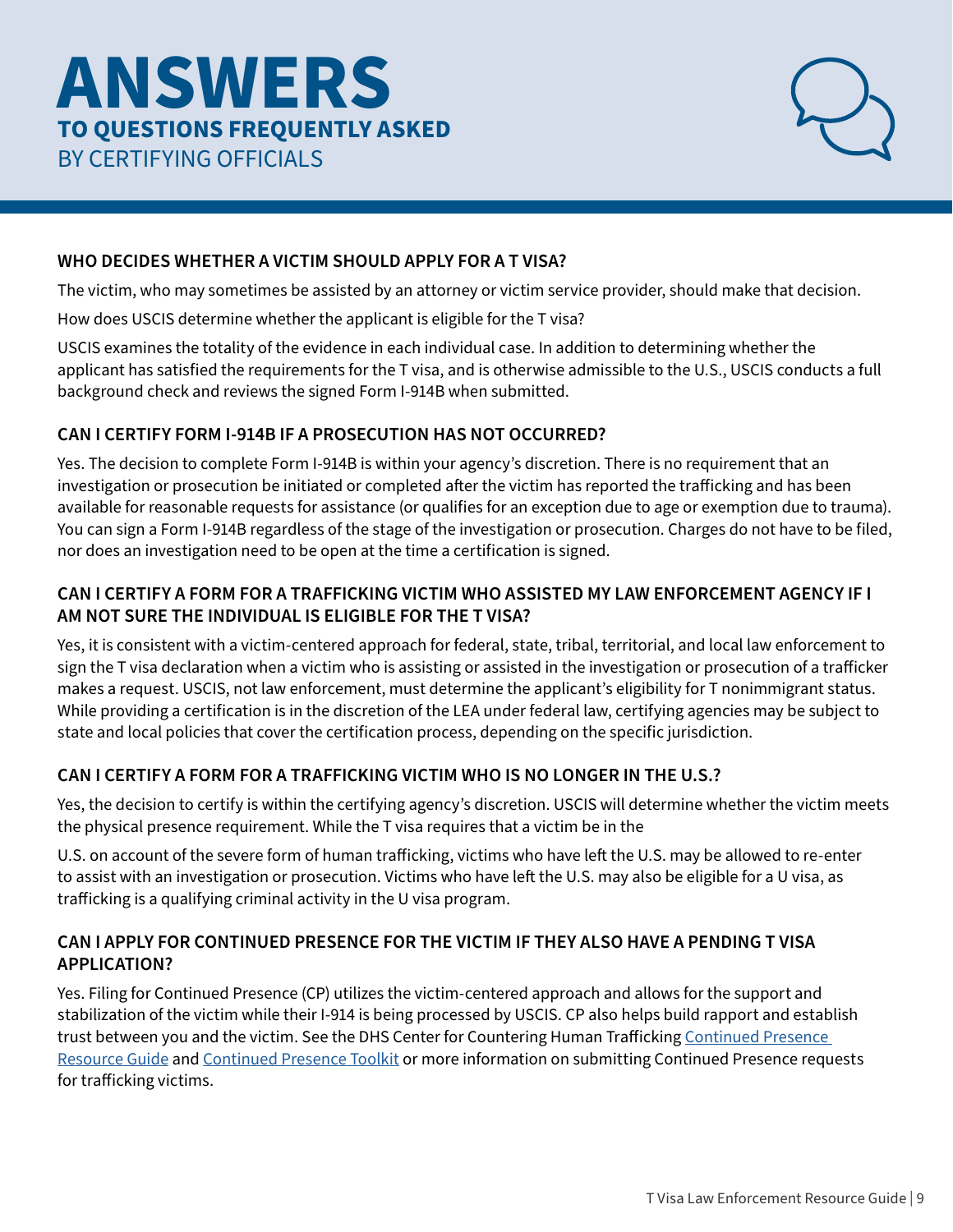# ANSWERS

## TO QUESTIONS FREQUENTLY ASKED

BY CERTIFYING OFFICIALS

### WHO DECIDES WHETHER A VICTIM SHOULD APPLY FOR A T VISA?

The victim, who may sometimes be assisted by an attorney or victim service provider, should make that decision.

How does USCIS determine whether the applicant is eligible for the T visa?

USCIS examines the totality of the evidence in each individual case. In addition to determining whether the applicant has satisfied the requirements for the T visa, and is otherwise admissible to the U.S., USCIS conducts a full background check and reviews the signed Form I-914B when submitted.

### CAN I CERTIFY FORM I-914B IF A PROSECUTION HAS NOT OCCURRED?

Yes. The decision to complete Form I-914B is within your agency's discretion. There is no requirement that an investigation or prosecution be initiated or completed after the victim has reported the trafficking and has been available for reasonable requests for assistance (or qualifies for an exception due to age or exemption due to trauma). You can sign a Form I-914B regardless of the stage of the investigation or prosecution. Charges do not have to be filed, nor does an investigation need to be open at the time a certification is signed.

### CAN I CERTIFY A FORM FOR A TRAFFICKING VICTIM WHO ASSISTED MY LAW ENFORCEMENT AGENCY IF I AM NOT SURE THE INDIVIDUAL IS ELIGIBLE FOR THE T VISA?

Yes, it is consistent with a victim-centered approach for federal, state, tribal, territorial, and local law enforcement to sign the T visa declaration when a victim who is assisting or assisted in the investigation or prosecution of a trafficker makes a request. USCIS, not law enforcement, must determine the applicant's eligibility for T nonimmigrant status. While providing a certification is in the discretion of the LEA under federal law, certifying agencies may be subject to state and local policies that cover the certification process, depending on the specific jurisdiction.

### CAN I CERTIFY A FORM FOR A TRAFFICKING VICTIM WHO IS NO LONGER IN THE U.S.?

Yes, the decision to certify is within the certifying agency's discretion. USCIS will determine whether the victim meets the physical presence requirement. While the T visa requires that a victim be in the U.S. on account of the severe form of human trafficking, victims who have left the U.S. may be allowed to re-enter to assist with an investigation or prosecution. Victims who have left the U.S. may also be eligible for a U visa, as trafficking is a qualifying criminal activity in the U visa program.

### CAN I APPLY FOR CONTINUED PRESENCE FOR THE VICTIM IF THEY ALSO HAVE A PENDING T VISA APPLICATION?

Yes. Filing for Continued Presence (CP) utilizes the victim-centered approach and allows for the support and stabilization of the victim while their I-914 is being processed by USCIS. CP also helps build rapport and establish trust between you and the victim. See the DHS Center for Countering Human Trafficking Continued Presence Resource Guide and Continued Presence Toolkit or more information on submitting Continued Presence requests for trafficking victims.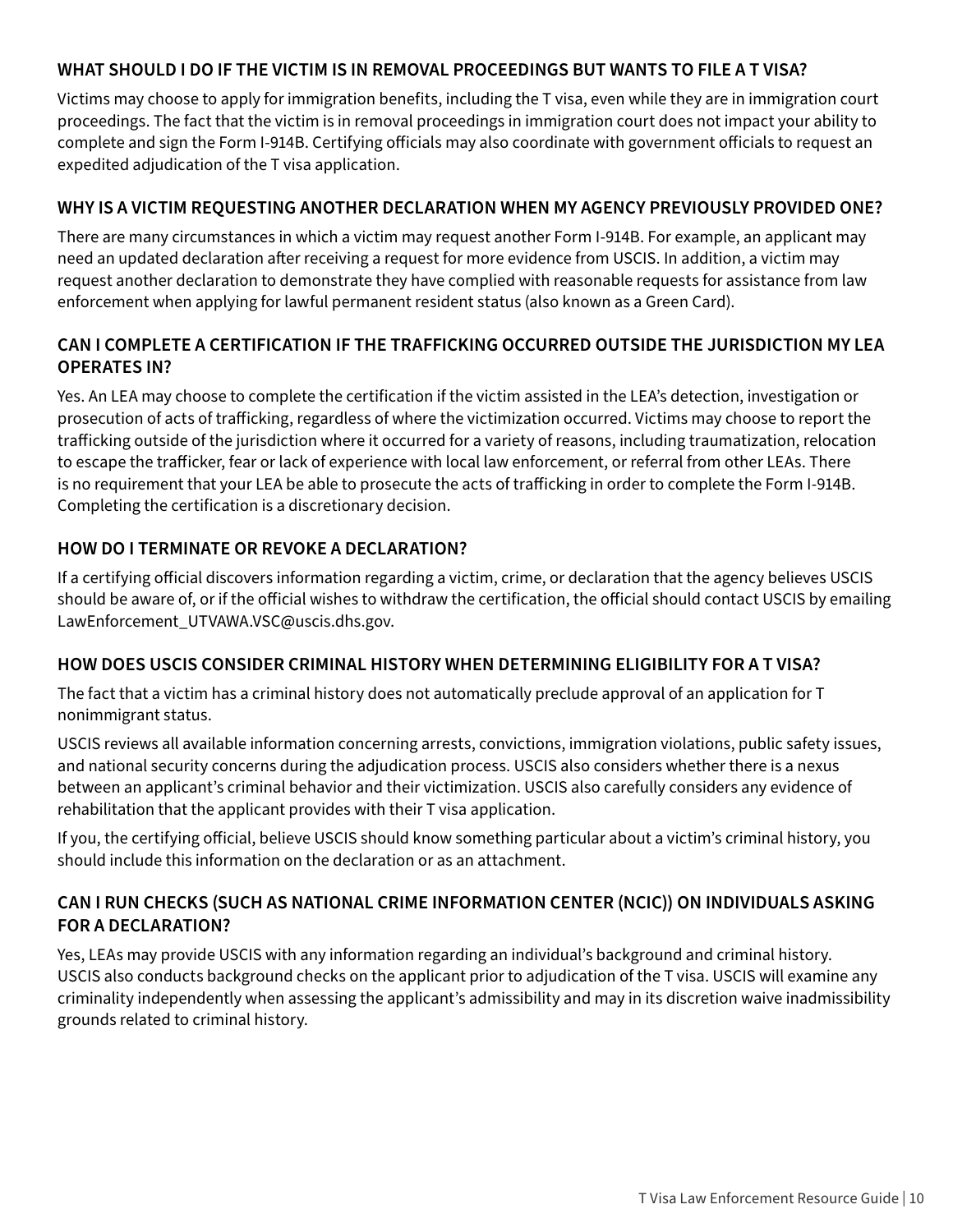### WHAT SHOULD I DO IF THE VICTIM IS IN REMOVAL PROCEEDINGS BUT WANTS TO FILE A T VISA?

Victims may choose to apply for immigration benefits, including the T visa, even while they are in immigration court proceedings. The fact that the victim is in removal proceedings in immigration court does not impact your ability to complete and sign the Form I-914B. Certifying officials may also coordinate with government officials to request an expedited adjudication of the T visa application.

### WHY IS A VICTIM REQUESTING ANOTHER DECLARATION WHEN MY AGENCY PREVIOUSLY PROVIDED ONE?

There are many circumstances in which a victim may request another Form I-914B. For example, an applicant may need an updated declaration after receiving a request for more evidence from USCIS. In addition, a victim may request another declaration to demonstrate they have complied with reasonable requests for assistance from law enforcement when applying for lawful permanent resident status (also known as a Green Card).

### CAN I COMPLETE A CERTIFICATION IF THE TRAFFICKING OCCURRED OUTSIDE THE JURISDICTION MY LEA OPERATES IN?

Yes. An LEA may choose to complete the certification if the victim assisted in the LEA's detection, investigation or prosecution of acts of trafficking, regardless of where the victimization occurred. Victims may choose to report the trafficking outside of the jurisdiction where it occurred for a variety of reasons, including traumatization, relocation to escape the trafficker, fear or lack of experience with local law enforcement, or referral from other LEAs. There is no requirement that your LEA be able to prosecute the acts of trafficking in order to complete the Form I-914B. Completing the certification is a discretionary decision.

### HOW DO I TERMINATE OR REVOKE A DECLARATION?

If a certifying official discovers information regarding a victim, crime, or declaration that the agency believes USCIS should be aware of, or if the official wishes to withdraw the certification, the official should contact USCIS by emailing LawEnforcement_UTVAWA.VSC@uscis.dhs.gov.

### HOW DOES USCIS CONSIDER CRIMINAL HISTORY WHEN DETERMINING ELIGIBILITY FOR A T VISA?

The fact that a victim has a criminal history does not automatically preclude approval of an application for T nonimmigrant status.

USCIS reviews all available information concerning arrests, convictions, immigration violations, public safety issues, and national security concerns during the adjudication process. USCIS also considers whether there is a nexus between an applicant's criminal behavior and their victimization. USCIS also carefully considers any evidence of rehabilitation that the applicant provides with their T visa application.

If you, the certifying official, believe USCIS should know something particular about a victim's criminal history, you should include this information on the declaration or as an attachment.

### CAN I RUN CHECKS (SUCH AS NATIONAL CRIME INFORMATION CENTER (NCIC)) ON INDIVIDUALS ASKING FOR A DECLARATION?

Yes, LEAs may provide USCIS with any information regarding an individual's background and criminal history. USCIS also conducts background checks on the applicant prior to adjudication of the T visa. USCIS will examine any criminality independently when assessing the applicant's admissibility and may in its discretion waive inadmissibility grounds related to criminal history.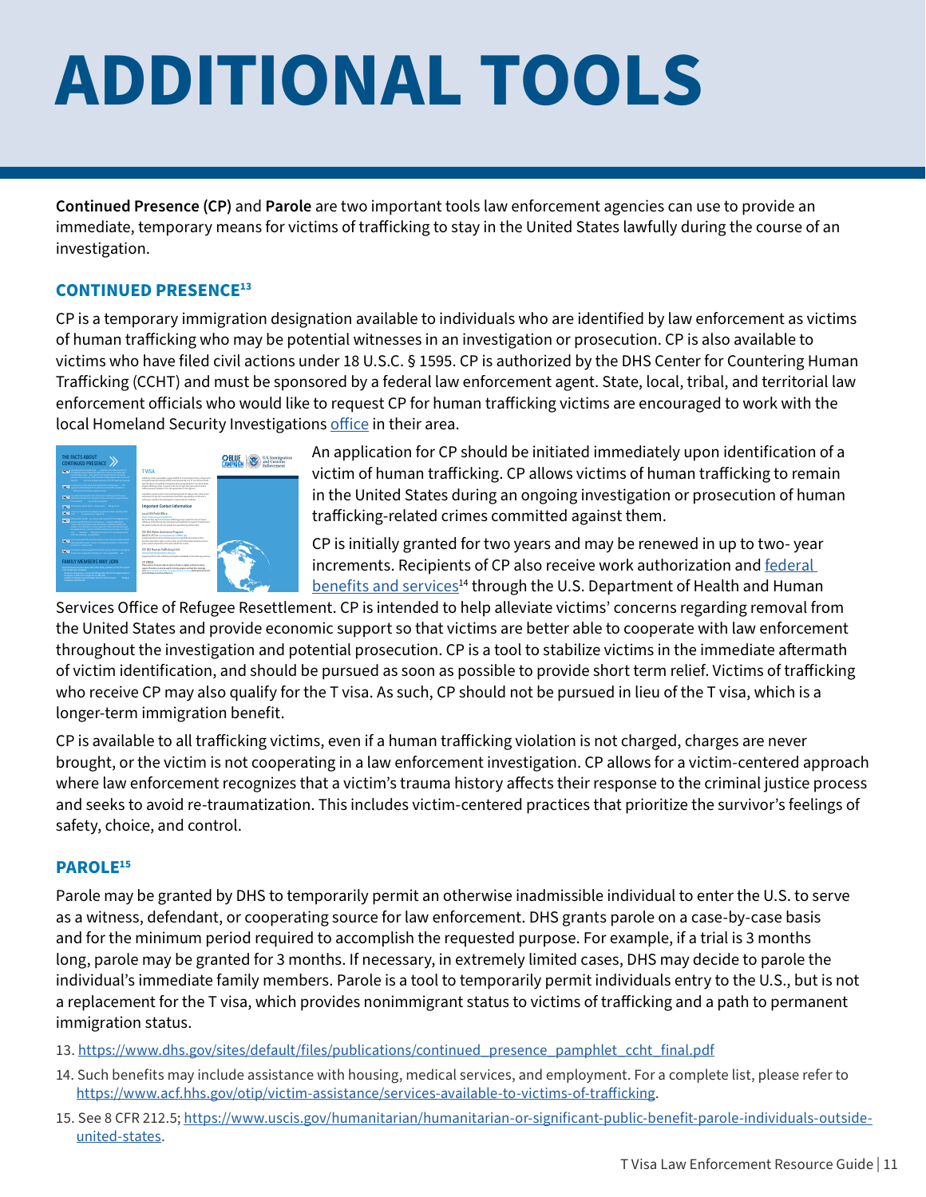# ADDITIONAL TOOLS

**Continued Presence (CP)** and **Parole** are two important tools law enforcement agencies can use to provide an immediate, temporary means for victims of trafficking to stay in the United States lawfully during the course of an investigation.

## CONTINUED PRESENCE[13]

CP is a temporary immigration designation available to individuals who are identified by law enforcement as victims of human trafficking who may be potential witnesses in an investigation or prosecution. CP is also available to victims who have filed civil actions under 18 U.S.C. § 1595. CP is authorized by the DHS Center for Countering Human Trafficking (CCHT) and must be sponsored by a federal law enforcement agent. State, local, tribal, and territorial law enforcement officials who would like to request CP for human trafficking victims are encouraged to work with the local Homeland Security Investigations office in their area.

An application for CP should be initiated immediately upon identification of a victim of human trafficking. CP allows victims of human trafficking to remain in the United States during an ongoing investigation or prosecution of human trafficking-related crimes committed against them.

CP is initially granted for two years and may be renewed in up to two- year increments. Recipients of CP also receive work authorization and federal benefits and services[14] through the U.S. Department of Health and Human Services Office of Refugee Resettlement. CP is intended to help alleviate victims' concerns regarding removal from the United States and provide economic support so that victims are better able to cooperate with law enforcement throughout the investigation and potential prosecution. CP is a tool to stabilize victims in the immediate aftermath of victim identification, and should be pursued as soon as possible to provide short term relief. Victims of trafficking who receive CP may also qualify for the T visa. As such, CP should not be pursued in lieu of the T visa, which is a longer-term immigration benefit.

CP is available to all trafficking victims, even if a human trafficking violation is not charged, charges are never brought, or the victim is not cooperating in a law enforcement investigation. CP allows for a victim-centered approach where law enforcement recognizes that a victim's trauma history affects their response to the criminal justice process and seeks to avoid re-traumatization. This includes victim-centered practices that prioritize the survivor's feelings of safety, choice, and control.

## PAROLE[15]

Parole may be granted by DHS to temporarily permit an otherwise inadmissible individual to enter the U.S. to serve as a witness, defendant, or cooperating source for law enforcement. DHS grants parole on a case-by-case basis and for the minimum period required to accomplish the requested purpose. For example, if a trial is 3 months long, parole may be granted for 3 months. If necessary, in extremely limited cases, DHS may decide to parole the individual's immediate family members. Parole is a tool to temporarily permit individuals entry to the U.S., but is not a replacement for the T visa, which provides nonimmigrant status to victims of trafficking and a path to permanent immigration status.

13. https://www.dhs.gov/sites/default/files/publications/continued_presence_pamphlet_ccht_final.pdf
14. Such benefits may include assistance with housing, medical services, and employment. For a complete list, please refer to https://www.acf.hhs.gov/otip/victim-assistance/services-available-to-victims-of-trafficking.
15. See 8 CFR 212.5; https://www.uscis.gov/humanitarian/humanitarian-or-significant-public-benefit-parole-individuals-outside-united-states.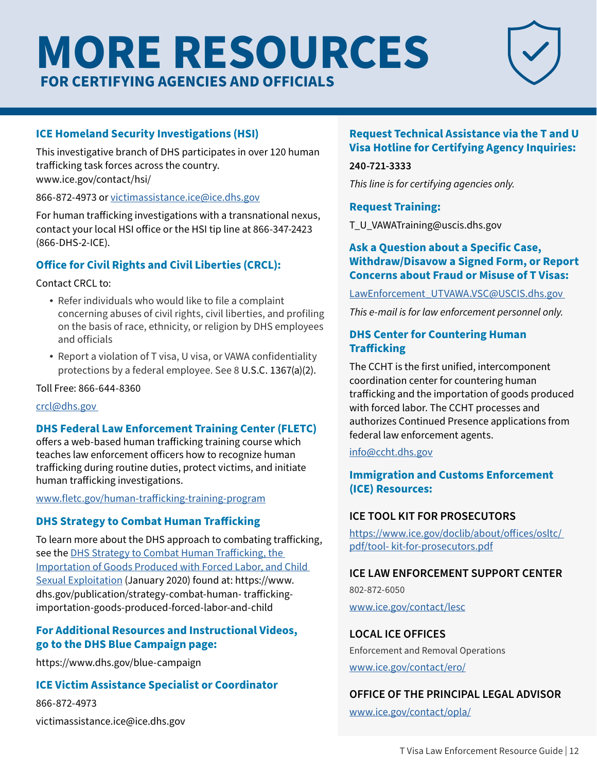# MORE RESOURCES

## FOR CERTIFYING AGENCIES AND OFFICIALS

### ICE Homeland Security Investigations (HSI)

This investigative branch of DHS participates in over 120 human trafficking task forces across the country. www.ice.gov/contact/hsi/

866-872-4973 or victimassistance.ice@ice.dhs.gov

For human trafficking investigations with a transnational nexus, contact your local HSI office or the HSI tip line at 866-347-2423 (866-DHS-2-ICE).

### Office for Civil Rights and Civil Liberties (CRCL):

Contact CRCL to:

- Refer individuals who would like to file a complaint concerning abuses of civil rights, civil liberties, and profiling on the basis of race, ethnicity, or religion by DHS employees and officials
- Report a violation of T visa, U visa, or VAWA confidentiality protections by a federal employee. See 8 U.S.C. 1367(a)(2).

Toll Free: 866-644-8360

crcl@dhs.gov

### DHS Federal Law Enforcement Training Center (FLETC)

offers a web-based human trafficking training course which teaches law enforcement officers how to recognize human trafficking during routine duties, protect victims, and initiate human trafficking investigations.

www.fletc.gov/human-trafficking-training-program

### DHS Strategy to Combat Human Trafficking

To learn more about the DHS approach to combating trafficking, see the DHS Strategy to Combat Human Trafficking, the Importation of Goods Produced with Forced Labor, and Child Sexual Exploitation (January 2020) found at: https://www.dhs.gov/publication/strategy-combat-human- trafficking-importation-goods-produced-forced-labor-and-child

### For Additional Resources and Instructional Videos, go to the DHS Blue Campaign page:

https://www.dhs.gov/blue-campaign

### ICE Victim Assistance Specialist or Coordinator

866-872-4973

victimassistance.ice@ice.dhs.gov

### Request Technical Assistance via the T and U Visa Hotline for Certifying Agency Inquiries:

**240-721-3333**

*This line is for certifying agencies only.*

### Request Training:

T_U_VAWATraining@uscis.dhs.gov

### Ask a Question about a Specific Case, Withdraw/Disavow a Signed Form, or Report Concerns about Fraud or Misuse of T Visas:

LawEnforcement_UTVAWA.VSC@USCIS.dhs.gov

*This e-mail is for law enforcement personnel only.*

### DHS Center for Countering Human Trafficking

The CCHT is the first unified, intercomponent coordination center for countering human trafficking and the importation of goods produced with forced labor. The CCHT processes and authorizes Continued Presence applications from federal law enforcement agents.

info@ccht.dhs.gov

### Immigration and Customs Enforcement (ICE) Resources:

#### ICE TOOL KIT FOR PROSECUTORS

https://www.ice.gov/doclib/about/offices/osltc/pdf/tool- kit-for-prosecutors.pdf

#### ICE LAW ENFORCEMENT SUPPORT CENTER

802-872-6050

www.ice.gov/contact/lesc

#### LOCAL ICE OFFICES

Enforcement and Removal Operations

www.ice.gov/contact/ero/

#### OFFICE OF THE PRINCIPAL LEGAL ADVISOR

www.ice.gov/contact/opla/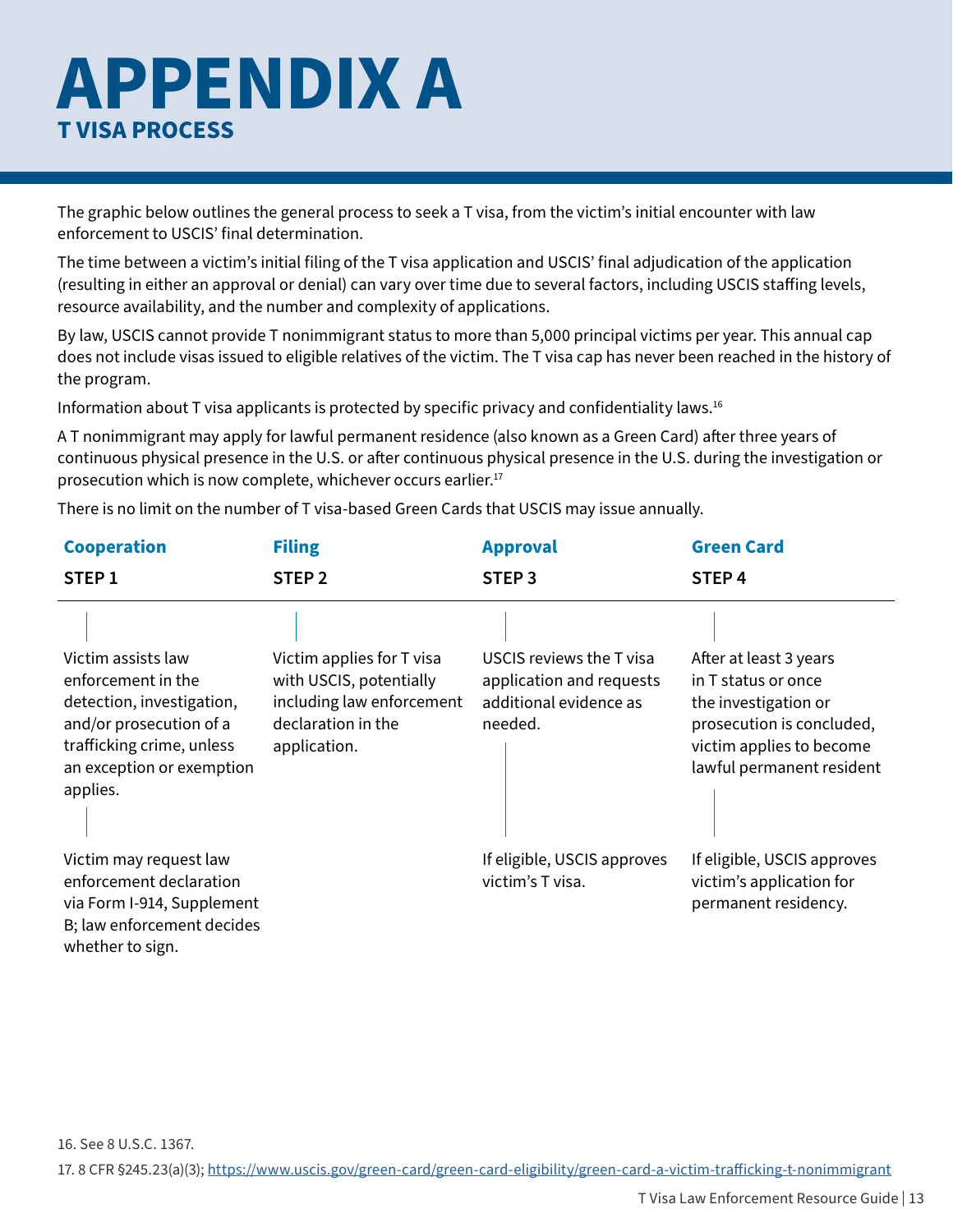# APPENDIX A

## T VISA PROCESS

The graphic below outlines the general process to seek a T visa, from the victim's initial encounter with law enforcement to USCIS' final determination.

The time between a victim's initial filing of the T visa application and USCIS' final adjudication of the application (resulting in either an approval or denial) can vary over time due to several factors, including USCIS staffing levels, resource availability, and the number and complexity of applications.

By law, USCIS cannot provide T nonimmigrant status to more than 5,000 principal victims per year. This annual cap does not include visas issued to eligible relatives of the victim. The T visa cap has never been reached in the history of the program.

Information about T visa applicants is protected by specific privacy and confidentiality laws.[16]

A T nonimmigrant may apply for lawful permanent residence (also known as a Green Card) after three years of continuous physical presence in the U.S. or after continuous physical presence in the U.S. during the investigation or prosecution which is now complete, whichever occurs earlier.[17]

There is no limit on the number of T visa-based Green Cards that USCIS may issue annually.

| Cooperation<br>STEP 1 | Filing<br>STEP 2 | Approval<br>STEP 3 | Green Card<br>STEP 4 |
|---|---|---|---|
| Victim assists law enforcement in the detection, investigation, and/or prosecution of a trafficking crime, unless an exception or exemption applies. | Victim applies for T visa with USCIS, potentially including law enforcement declaration in the application. | USCIS reviews the T visa application and requests additional evidence as needed. | After at least 3 years in T status or once the investigation or prosecution is concluded, victim applies to become lawful permanent resident |
| Victim may request law enforcement declaration via Form I-914, Supplement B; law enforcement decides whether to sign. | | If eligible, USCIS approves victim's T visa. | If eligible, USCIS approves victim's application for permanent residency. |

16. See 8 U.S.C. 1367.

17. 8 CFR §245.23(a)(3); https://www.uscis.gov/green-card/green-card-eligibility/green-card-a-victim-trafficking-t-nonimmigrant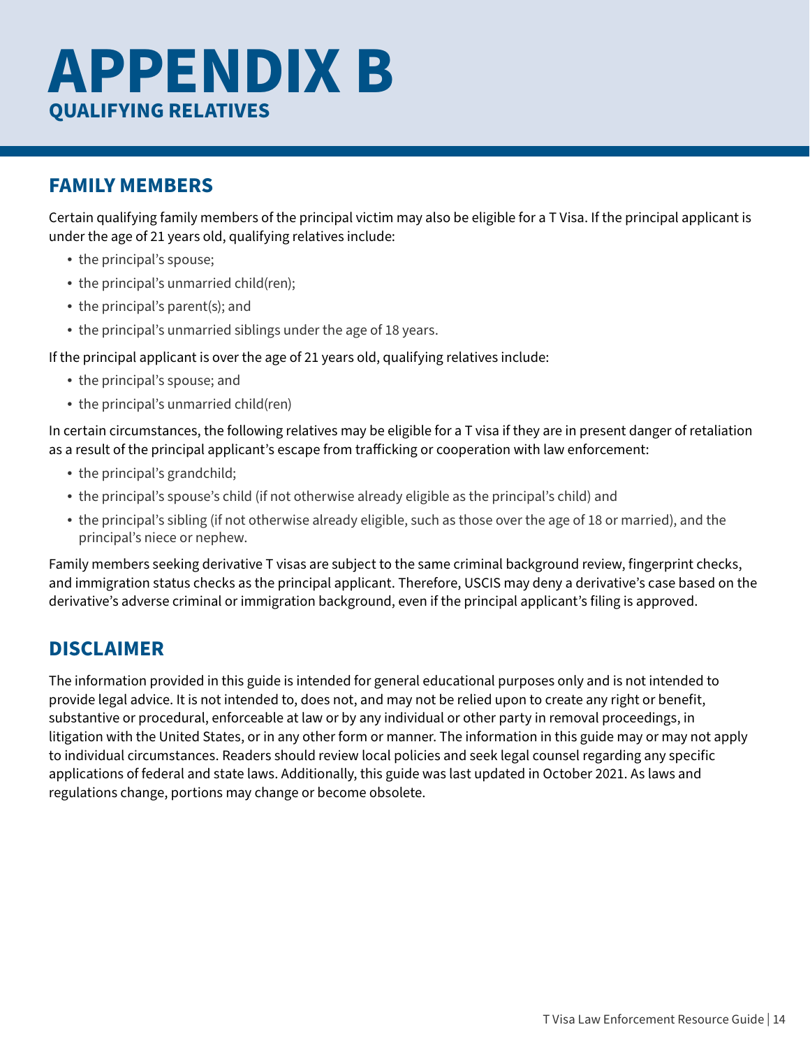# APPENDIX B

## QUALIFYING RELATIVES

## FAMILY MEMBERS

Certain qualifying family members of the principal victim may also be eligible for a T Visa. If the principal applicant is under the age of 21 years old, qualifying relatives include:

- the principal's spouse;
- the principal's unmarried child(ren);
- the principal's parent(s); and
- the principal's unmarried siblings under the age of 18 years.

If the principal applicant is over the age of 21 years old, qualifying relatives include:

- the principal's spouse; and
- the principal's unmarried child(ren)

In certain circumstances, the following relatives may be eligible for a T visa if they are in present danger of retaliation as a result of the principal applicant's escape from trafficking or cooperation with law enforcement:

- the principal's grandchild;
- the principal's spouse's child (if not otherwise already eligible as the principal's child) and
- the principal's sibling (if not otherwise already eligible, such as those over the age of 18 or married), and the principal's niece or nephew.

Family members seeking derivative T visas are subject to the same criminal background review, fingerprint checks, and immigration status checks as the principal applicant. Therefore, USCIS may deny a derivative's case based on the derivative's adverse criminal or immigration background, even if the principal applicant's filing is approved.

## DISCLAIMER

The information provided in this guide is intended for general educational purposes only and is not intended to provide legal advice. It is not intended to, does not, and may not be relied upon to create any right or benefit, substantive or procedural, enforceable at law or by any individual or other party in removal proceedings, in litigation with the United States, or in any other form or manner. The information in this guide may or may not apply to individual circumstances. Readers should review local policies and seek legal counsel regarding any specific applications of federal and state laws. Additionally, this guide was last updated in October 2021. As laws and regulations change, portions may change or become obsolete.